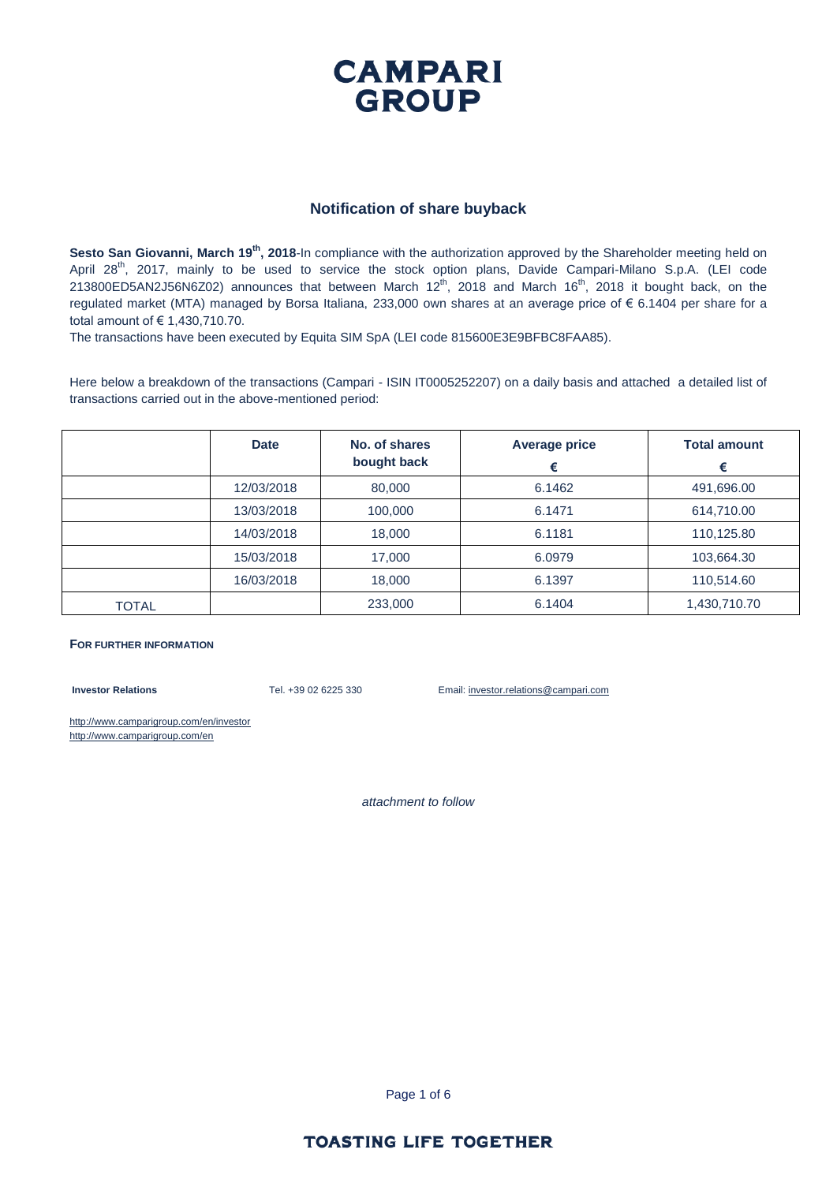# CAMPARI GROUP

## Notification of share buyback

**Sesto San Giovanni, March 19th, 2018**-In compliance with the authorization approved by the Shareholder meeting held on April 28th, 2017, mainly to be used to service the stock option plans, Davide Campari-Milano S.p.A. (LEI code 213800ED5AN2J56N6Z02) announces that between March 12th, 2018 and March 16th, 2018 it bought back, on the regulated market (MTA) managed by Borsa Italiana, 233,000 own shares at an average price of € 6.1404 per share for a total amount of € 1,430,710.70.

The transactions have been executed by Equita SIM SpA (LEI code 815600E3E9BFBC8FAA85).

Here below a breakdown of the transactions (Campari - ISIN IT0005252207) on a daily basis and attached a detailed list of transactions carried out in the above-mentioned period:

| | Date | No. of shares bought back | Average price € | Total amount € |
|---|---|---|---|---|
| | 12/03/2018 | 80,000 | 6.1462 | 491,696.00 |
| | 13/03/2018 | 100,000 | 6.1471 | 614,710.00 |
| | 14/03/2018 | 18,000 | 6.1181 | 110,125.80 |
| | 15/03/2018 | 17,000 | 6.0979 | 103,664.30 |
| | 16/03/2018 | 18,000 | 6.1397 | 110,514.60 |
| TOTAL | | 233,000 | 6.1404 | 1,430,710.70 |

**FOR FURTHER INFORMATION**

**Investor Relations** Tel. +39 02 6225 330 Email: investor.relations@campari.com

http://www.camparigroup.com/en/investor
http://www.camparigroup.com/en

*attachment to follow*

TOASTING LIFE TOGETHER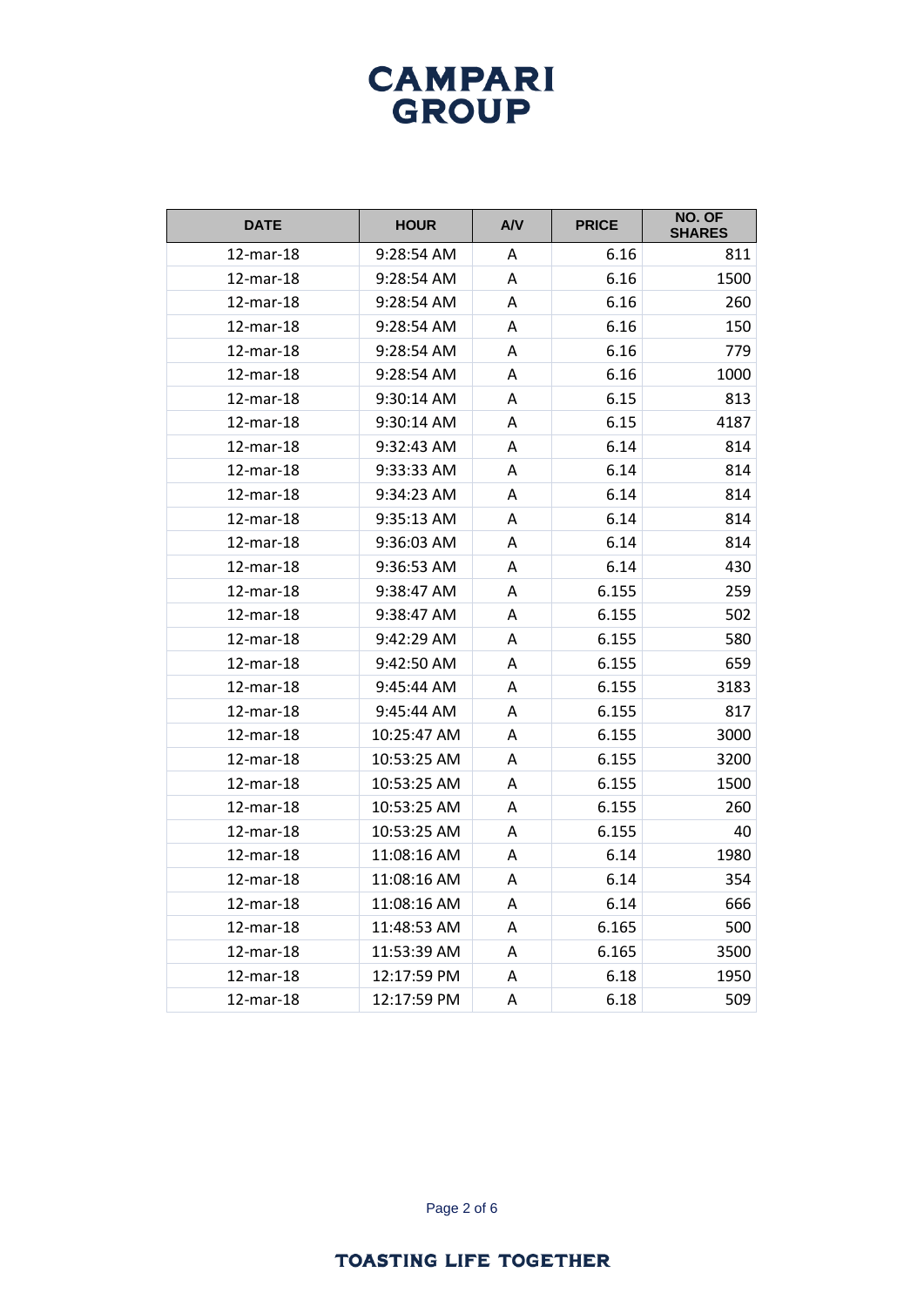| DATE | HOUR | A/V | PRICE | NO. OF SHARES |
|---|---|---|---|---|
| 12-mar-18 | 9:28:54 AM | A | 6.16 | 811 |
| 12-mar-18 | 9:28:54 AM | A | 6.16 | 1500 |
| 12-mar-18 | 9:28:54 AM | A | 6.16 | 260 |
| 12-mar-18 | 9:28:54 AM | A | 6.16 | 150 |
| 12-mar-18 | 9:28:54 AM | A | 6.16 | 779 |
| 12-mar-18 | 9:28:54 AM | A | 6.16 | 1000 |
| 12-mar-18 | 9:30:14 AM | A | 6.15 | 813 |
| 12-mar-18 | 9:30:14 AM | A | 6.15 | 4187 |
| 12-mar-18 | 9:32:43 AM | A | 6.14 | 814 |
| 12-mar-18 | 9:33:33 AM | A | 6.14 | 814 |
| 12-mar-18 | 9:34:23 AM | A | 6.14 | 814 |
| 12-mar-18 | 9:35:13 AM | A | 6.14 | 814 |
| 12-mar-18 | 9:36:03 AM | A | 6.14 | 814 |
| 12-mar-18 | 9:36:53 AM | A | 6.14 | 430 |
| 12-mar-18 | 9:38:47 AM | A | 6.155 | 259 |
| 12-mar-18 | 9:38:47 AM | A | 6.155 | 502 |
| 12-mar-18 | 9:42:29 AM | A | 6.155 | 580 |
| 12-mar-18 | 9:42:50 AM | A | 6.155 | 659 |
| 12-mar-18 | 9:45:44 AM | A | 6.155 | 3183 |
| 12-mar-18 | 9:45:44 AM | A | 6.155 | 817 |
| 12-mar-18 | 10:25:47 AM | A | 6.155 | 3000 |
| 12-mar-18 | 10:53:25 AM | A | 6.155 | 3200 |
| 12-mar-18 | 10:53:25 AM | A | 6.155 | 1500 |
| 12-mar-18 | 10:53:25 AM | A | 6.155 | 260 |
| 12-mar-18 | 10:53:25 AM | A | 6.155 | 40 |
| 12-mar-18 | 11:08:16 AM | A | 6.14 | 1980 |
| 12-mar-18 | 11:08:16 AM | A | 6.14 | 354 |
| 12-mar-18 | 11:08:16 AM | A | 6.14 | 666 |
| 12-mar-18 | 11:48:53 AM | A | 6.165 | 500 |
| 12-mar-18 | 11:53:39 AM | A | 6.165 | 3500 |
| 12-mar-18 | 12:17:59 PM | A | 6.18 | 1950 |
| 12-mar-18 | 12:17:59 PM | A | 6.18 | 509 |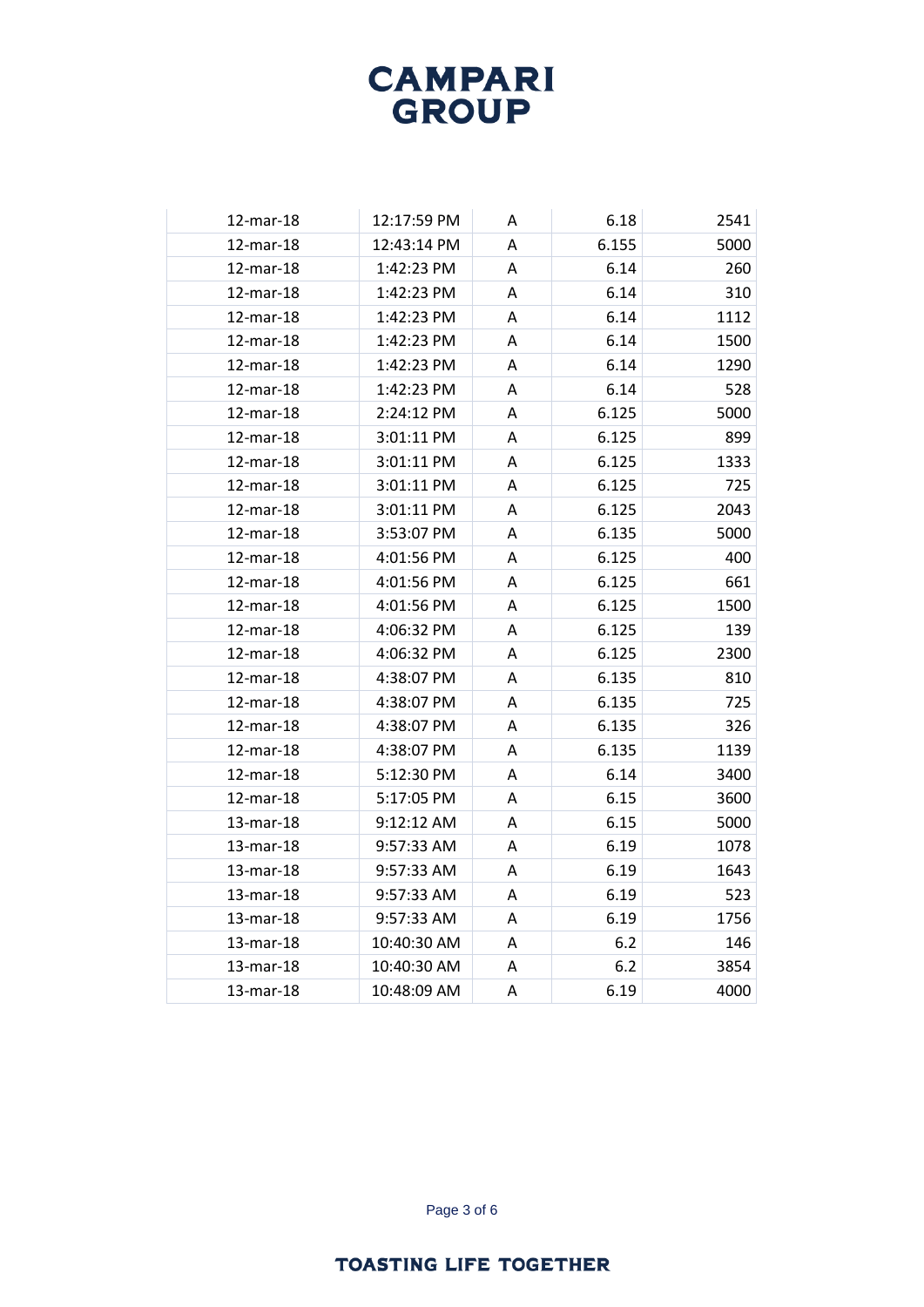**CAMPARI GROUP**

| | | | | |
|---|---|---|---|---|
| 12-mar-18 | 12:17:59 PM | A | 6.18 | 2541 |
| 12-mar-18 | 12:43:14 PM | A | 6.155 | 5000 |
| 12-mar-18 | 1:42:23 PM | A | 6.14 | 260 |
| 12-mar-18 | 1:42:23 PM | A | 6.14 | 310 |
| 12-mar-18 | 1:42:23 PM | A | 6.14 | 1112 |
| 12-mar-18 | 1:42:23 PM | A | 6.14 | 1500 |
| 12-mar-18 | 1:42:23 PM | A | 6.14 | 1290 |
| 12-mar-18 | 1:42:23 PM | A | 6.14 | 528 |
| 12-mar-18 | 2:24:12 PM | A | 6.125 | 5000 |
| 12-mar-18 | 3:01:11 PM | A | 6.125 | 899 |
| 12-mar-18 | 3:01:11 PM | A | 6.125 | 1333 |
| 12-mar-18 | 3:01:11 PM | A | 6.125 | 725 |
| 12-mar-18 | 3:01:11 PM | A | 6.125 | 2043 |
| 12-mar-18 | 3:53:07 PM | A | 6.135 | 5000 |
| 12-mar-18 | 4:01:56 PM | A | 6.125 | 400 |
| 12-mar-18 | 4:01:56 PM | A | 6.125 | 661 |
| 12-mar-18 | 4:01:56 PM | A | 6.125 | 1500 |
| 12-mar-18 | 4:06:32 PM | A | 6.125 | 139 |
| 12-mar-18 | 4:06:32 PM | A | 6.125 | 2300 |
| 12-mar-18 | 4:38:07 PM | A | 6.135 | 810 |
| 12-mar-18 | 4:38:07 PM | A | 6.135 | 725 |
| 12-mar-18 | 4:38:07 PM | A | 6.135 | 326 |
| 12-mar-18 | 4:38:07 PM | A | 6.135 | 1139 |
| 12-mar-18 | 5:12:30 PM | A | 6.14 | 3400 |
| 12-mar-18 | 5:17:05 PM | A | 6.15 | 3600 |
| 13-mar-18 | 9:12:12 AM | A | 6.15 | 5000 |
| 13-mar-18 | 9:57:33 AM | A | 6.19 | 1078 |
| 13-mar-18 | 9:57:33 AM | A | 6.19 | 1643 |
| 13-mar-18 | 9:57:33 AM | A | 6.19 | 523 |
| 13-mar-18 | 9:57:33 AM | A | 6.19 | 1756 |
| 13-mar-18 | 10:40:30 AM | A | 6.2 | 146 |
| 13-mar-18 | 10:40:30 AM | A | 6.2 | 3854 |
| 13-mar-18 | 10:48:09 AM | A | 6.19 | 4000 |

**TOASTING LIFE TOGETHER**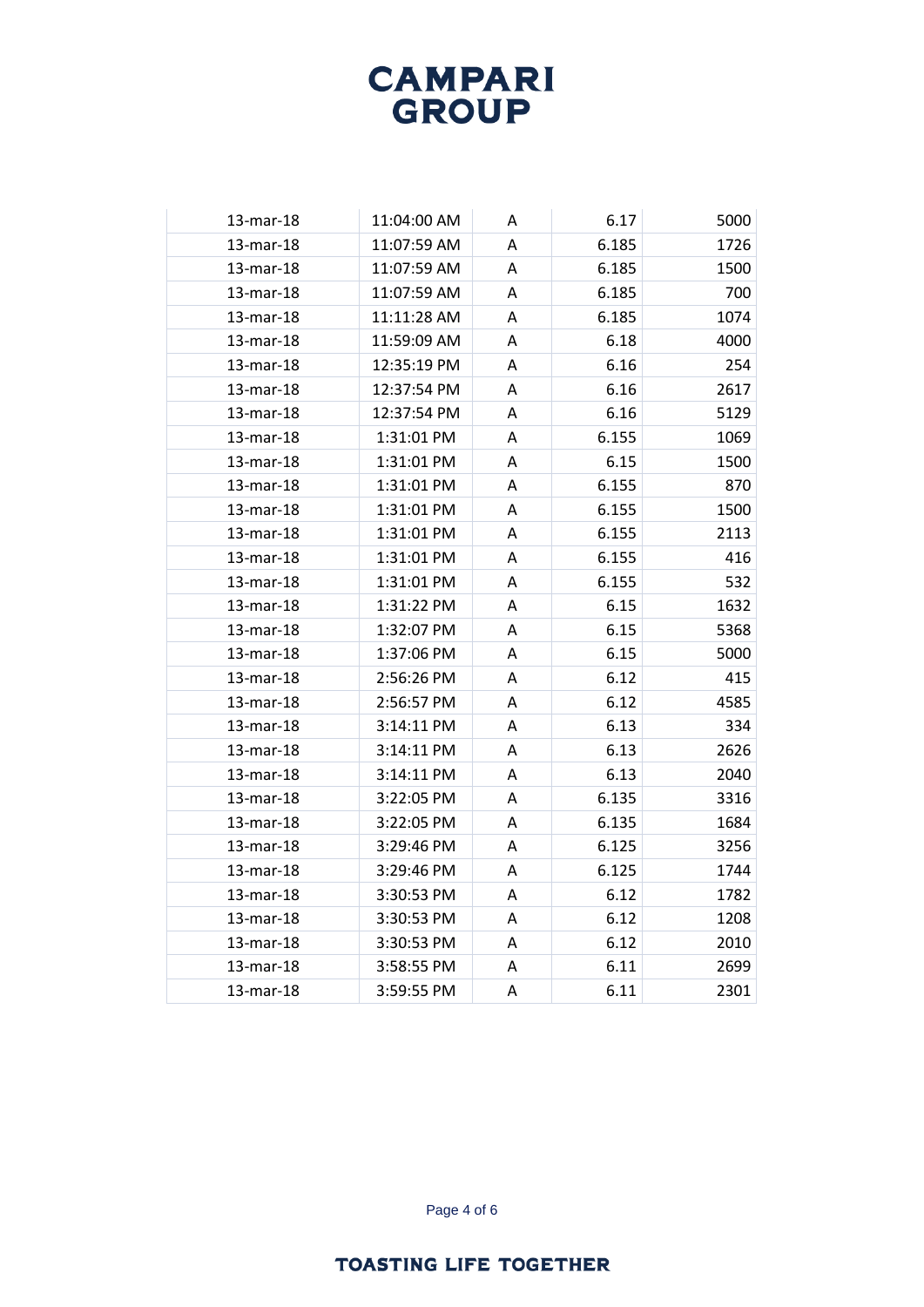| 13-mar-18 | 11:04:00 AM | A | 6.17 | 5000 |
|---|---|---|---|---|
| 13-mar-18 | 11:07:59 AM | A | 6.185 | 1726 |
| 13-mar-18 | 11:07:59 AM | A | 6.185 | 1500 |
| 13-mar-18 | 11:07:59 AM | A | 6.185 | 700 |
| 13-mar-18 | 11:11:28 AM | A | 6.185 | 1074 |
| 13-mar-18 | 11:59:09 AM | A | 6.18 | 4000 |
| 13-mar-18 | 12:35:19 PM | A | 6.16 | 254 |
| 13-mar-18 | 12:37:54 PM | A | 6.16 | 2617 |
| 13-mar-18 | 12:37:54 PM | A | 6.16 | 5129 |
| 13-mar-18 | 1:31:01 PM | A | 6.155 | 1069 |
| 13-mar-18 | 1:31:01 PM | A | 6.15 | 1500 |
| 13-mar-18 | 1:31:01 PM | A | 6.155 | 870 |
| 13-mar-18 | 1:31:01 PM | A | 6.155 | 1500 |
| 13-mar-18 | 1:31:01 PM | A | 6.155 | 2113 |
| 13-mar-18 | 1:31:01 PM | A | 6.155 | 416 |
| 13-mar-18 | 1:31:01 PM | A | 6.155 | 532 |
| 13-mar-18 | 1:31:22 PM | A | 6.15 | 1632 |
| 13-mar-18 | 1:32:07 PM | A | 6.15 | 5368 |
| 13-mar-18 | 1:37:06 PM | A | 6.15 | 5000 |
| 13-mar-18 | 2:56:26 PM | A | 6.12 | 415 |
| 13-mar-18 | 2:56:57 PM | A | 6.12 | 4585 |
| 13-mar-18 | 3:14:11 PM | A | 6.13 | 334 |
| 13-mar-18 | 3:14:11 PM | A | 6.13 | 2626 |
| 13-mar-18 | 3:14:11 PM | A | 6.13 | 2040 |
| 13-mar-18 | 3:22:05 PM | A | 6.135 | 3316 |
| 13-mar-18 | 3:22:05 PM | A | 6.135 | 1684 |
| 13-mar-18 | 3:29:46 PM | A | 6.125 | 3256 |
| 13-mar-18 | 3:29:46 PM | A | 6.125 | 1744 |
| 13-mar-18 | 3:30:53 PM | A | 6.12 | 1782 |
| 13-mar-18 | 3:30:53 PM | A | 6.12 | 1208 |
| 13-mar-18 | 3:30:53 PM | A | 6.12 | 2010 |
| 13-mar-18 | 3:58:55 PM | A | 6.11 | 2699 |
| 13-mar-18 | 3:59:55 PM | A | 6.11 | 2301 |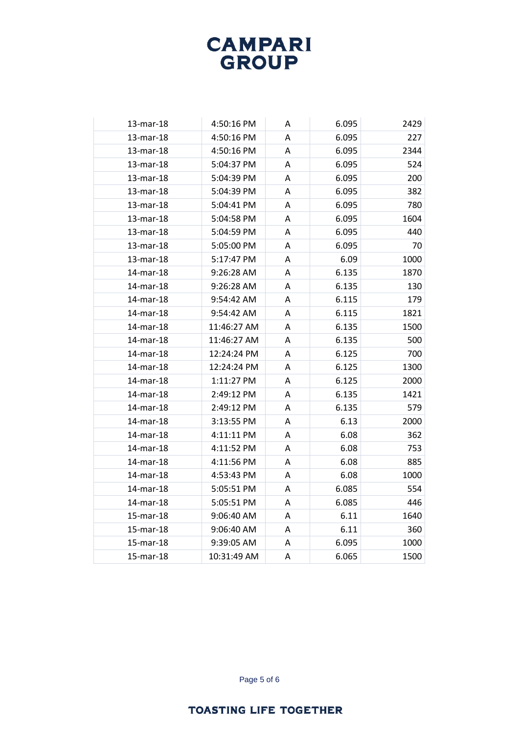# CAMPARI GROUP

| | | | | |
|---|---|---|---|---|
| 13-mar-18 | 4:50:16 PM | A | 6.095 | 2429 |
| 13-mar-18 | 4:50:16 PM | A | 6.095 | 227 |
| 13-mar-18 | 4:50:16 PM | A | 6.095 | 2344 |
| 13-mar-18 | 5:04:37 PM | A | 6.095 | 524 |
| 13-mar-18 | 5:04:39 PM | A | 6.095 | 200 |
| 13-mar-18 | 5:04:39 PM | A | 6.095 | 382 |
| 13-mar-18 | 5:04:41 PM | A | 6.095 | 780 |
| 13-mar-18 | 5:04:58 PM | A | 6.095 | 1604 |
| 13-mar-18 | 5:04:59 PM | A | 6.095 | 440 |
| 13-mar-18 | 5:05:00 PM | A | 6.095 | 70 |
| 13-mar-18 | 5:17:47 PM | A | 6.09 | 1000 |
| 14-mar-18 | 9:26:28 AM | A | 6.135 | 1870 |
| 14-mar-18 | 9:26:28 AM | A | 6.135 | 130 |
| 14-mar-18 | 9:54:42 AM | A | 6.115 | 179 |
| 14-mar-18 | 9:54:42 AM | A | 6.115 | 1821 |
| 14-mar-18 | 11:46:27 AM | A | 6.135 | 1500 |
| 14-mar-18 | 11:46:27 AM | A | 6.135 | 500 |
| 14-mar-18 | 12:24:24 PM | A | 6.125 | 700 |
| 14-mar-18 | 12:24:24 PM | A | 6.125 | 1300 |
| 14-mar-18 | 1:11:27 PM | A | 6.125 | 2000 |
| 14-mar-18 | 2:49:12 PM | A | 6.135 | 1421 |
| 14-mar-18 | 2:49:12 PM | A | 6.135 | 579 |
| 14-mar-18 | 3:13:55 PM | A | 6.13 | 2000 |
| 14-mar-18 | 4:11:11 PM | A | 6.08 | 362 |
| 14-mar-18 | 4:11:52 PM | A | 6.08 | 753 |
| 14-mar-18 | 4:11:56 PM | A | 6.08 | 885 |
| 14-mar-18 | 4:53:43 PM | A | 6.08 | 1000 |
| 14-mar-18 | 5:05:51 PM | A | 6.085 | 554 |
| 14-mar-18 | 5:05:51 PM | A | 6.085 | 446 |
| 15-mar-18 | 9:06:40 AM | A | 6.11 | 1640 |
| 15-mar-18 | 9:06:40 AM | A | 6.11 | 360 |
| 15-mar-18 | 9:39:05 AM | A | 6.095 | 1000 |
| 15-mar-18 | 10:31:49 AM | A | 6.065 | 1500 |

TOASTING LIFE TOGETHER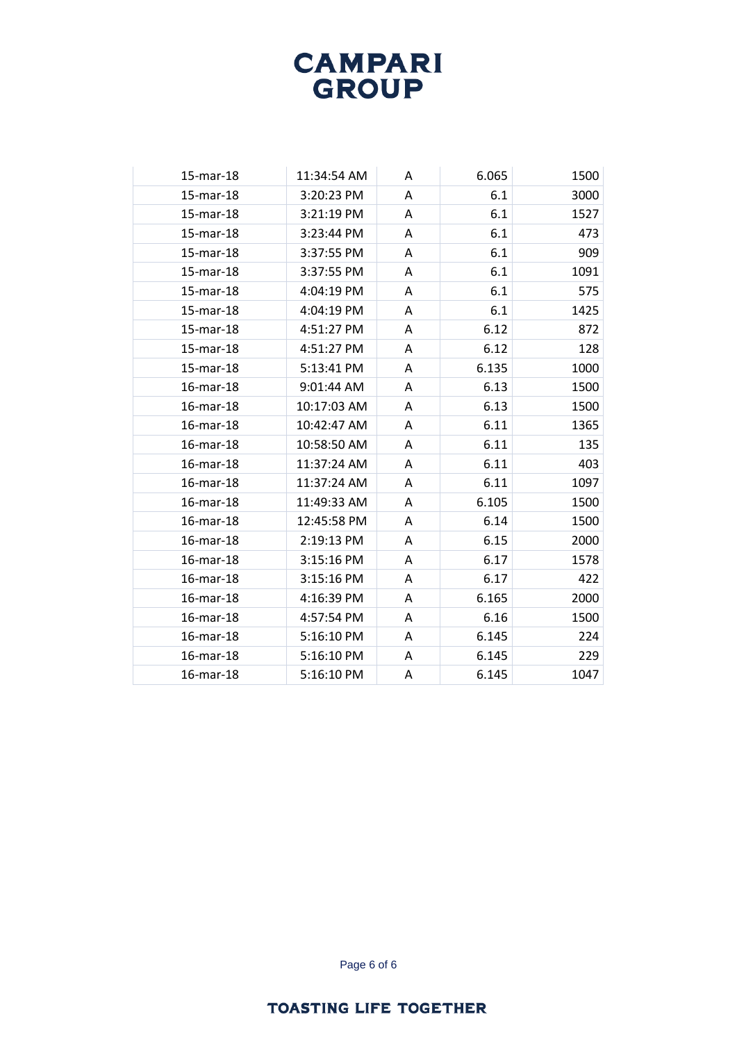| | | | | |
|---|---|---|---|---|
| 15-mar-18 | 11:34:54 AM | A | 6.065 | 1500 |
| 15-mar-18 | 3:20:23 PM | A | 6.1 | 3000 |
| 15-mar-18 | 3:21:19 PM | A | 6.1 | 1527 |
| 15-mar-18 | 3:23:44 PM | A | 6.1 | 473 |
| 15-mar-18 | 3:37:55 PM | A | 6.1 | 909 |
| 15-mar-18 | 3:37:55 PM | A | 6.1 | 1091 |
| 15-mar-18 | 4:04:19 PM | A | 6.1 | 575 |
| 15-mar-18 | 4:04:19 PM | A | 6.1 | 1425 |
| 15-mar-18 | 4:51:27 PM | A | 6.12 | 872 |
| 15-mar-18 | 4:51:27 PM | A | 6.12 | 128 |
| 15-mar-18 | 5:13:41 PM | A | 6.135 | 1000 |
| 16-mar-18 | 9:01:44 AM | A | 6.13 | 1500 |
| 16-mar-18 | 10:17:03 AM | A | 6.13 | 1500 |
| 16-mar-18 | 10:42:47 AM | A | 6.11 | 1365 |
| 16-mar-18 | 10:58:50 AM | A | 6.11 | 135 |
| 16-mar-18 | 11:37:24 AM | A | 6.11 | 403 |
| 16-mar-18 | 11:37:24 AM | A | 6.11 | 1097 |
| 16-mar-18 | 11:49:33 AM | A | 6.105 | 1500 |
| 16-mar-18 | 12:45:58 PM | A | 6.14 | 1500 |
| 16-mar-18 | 2:19:13 PM | A | 6.15 | 2000 |
| 16-mar-18 | 3:15:16 PM | A | 6.17 | 1578 |
| 16-mar-18 | 3:15:16 PM | A | 6.17 | 422 |
| 16-mar-18 | 4:16:39 PM | A | 6.165 | 2000 |
| 16-mar-18 | 4:57:54 PM | A | 6.16 | 1500 |
| 16-mar-18 | 5:16:10 PM | A | 6.145 | 224 |
| 16-mar-18 | 5:16:10 PM | A | 6.145 | 229 |
| 16-mar-18 | 5:16:10 PM | A | 6.145 | 1047 |